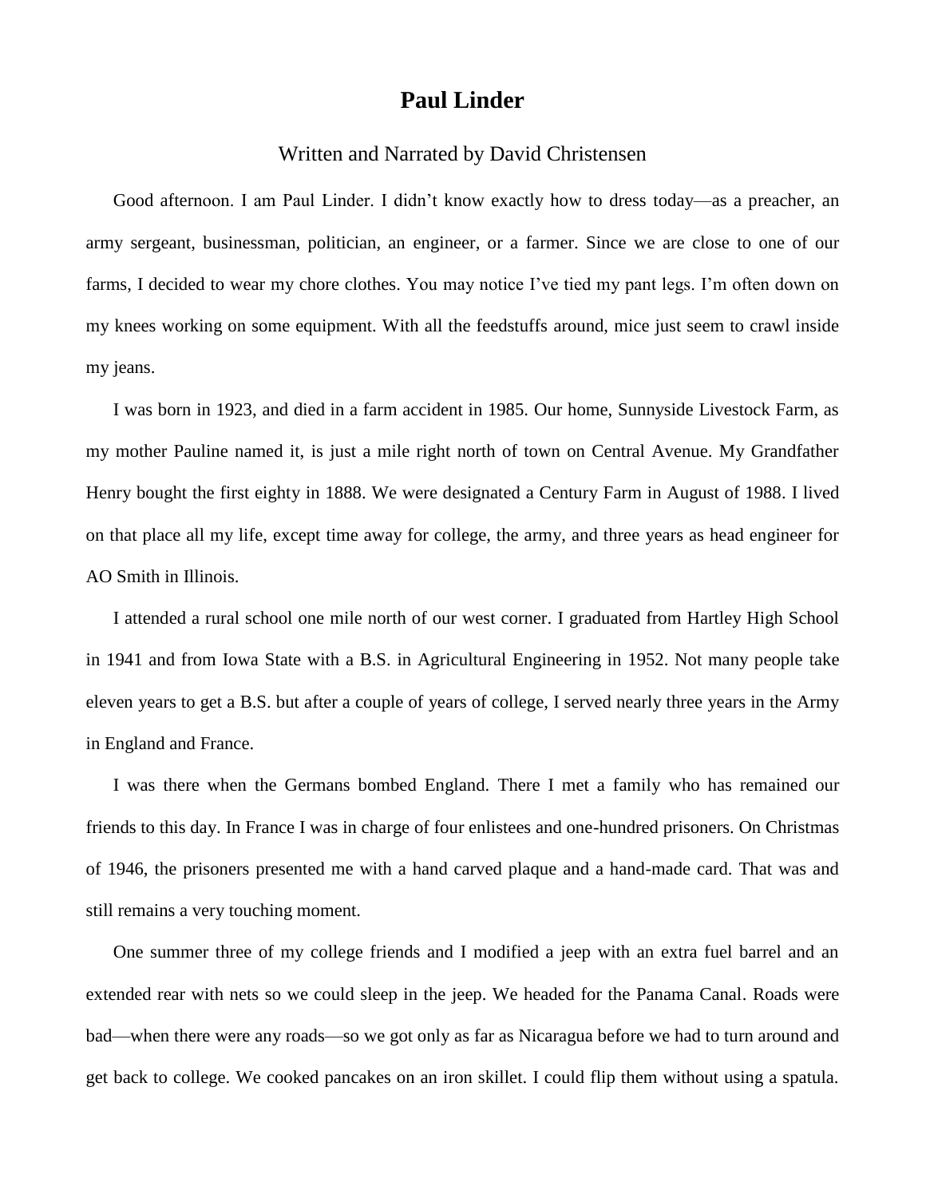# Paul Linder

Written and Narrated by David Christensen

Good afternoon. I am Paul Linder. I didn't know exactly how to dress today—as a preacher, an army sergeant, businessman, politician, an engineer, or a farmer. Since we are close to one of our farms, I decided to wear my chore clothes. You may notice I've tied my pant legs. I'm often down on my knees working on some equipment. With all the feedstuffs around, mice just seem to crawl inside my jeans.

I was born in 1923, and died in a farm accident in 1985. Our home, Sunnyside Livestock Farm, as my mother Pauline named it, is just a mile right north of town on Central Avenue. My Grandfather Henry bought the first eighty in 1888. We were designated a Century Farm in August of 1988. I lived on that place all my life, except time away for college, the army, and three years as head engineer for AO Smith in Illinois.

I attended a rural school one mile north of our west corner. I graduated from Hartley High School in 1941 and from Iowa State with a B.S. in Agricultural Engineering in 1952. Not many people take eleven years to get a B.S. but after a couple of years of college, I served nearly three years in the Army in England and France.

I was there when the Germans bombed England. There I met a family who has remained our friends to this day. In France I was in charge of four enlistees and one-hundred prisoners. On Christmas of 1946, the prisoners presented me with a hand carved plaque and a hand-made card. That was and still remains a very touching moment.

One summer three of my college friends and I modified a jeep with an extra fuel barrel and an extended rear with nets so we could sleep in the jeep. We headed for the Panama Canal. Roads were bad—when there were any roads—so we got only as far as Nicaragua before we had to turn around and get back to college. We cooked pancakes on an iron skillet. I could flip them without using a spatula.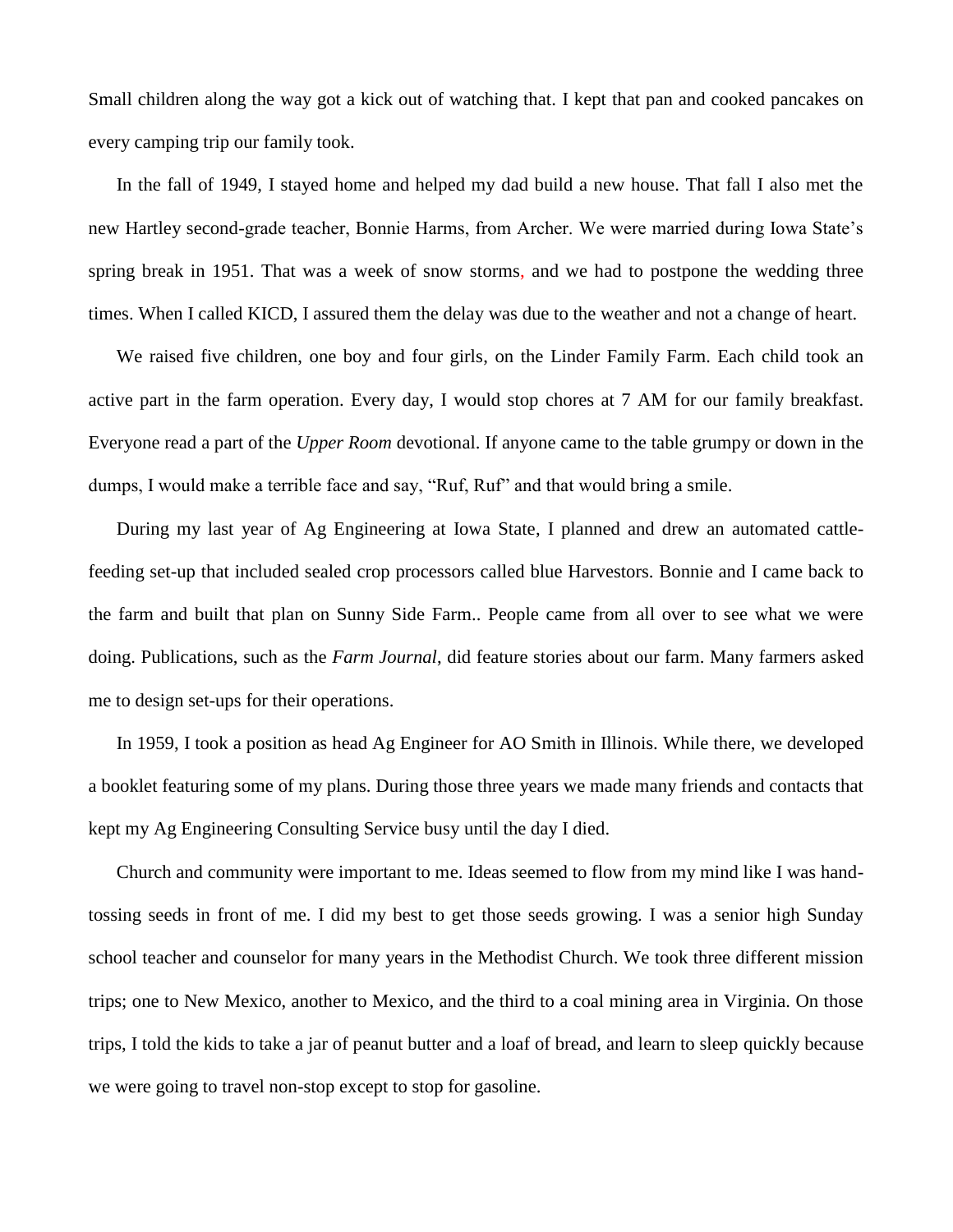Small children along the way got a kick out of watching that. I kept that pan and cooked pancakes on every camping trip our family took.

In the fall of 1949, I stayed home and helped my dad build a new house. That fall I also met the new Hartley second-grade teacher, Bonnie Harms, from Archer. We were married during Iowa State's spring break in 1951. That was a week of snow storms, and we had to postpone the wedding three times. When I called KICD, I assured them the delay was due to the weather and not a change of heart.

We raised five children, one boy and four girls, on the Linder Family Farm. Each child took an active part in the farm operation. Every day, I would stop chores at 7 AM for our family breakfast. Everyone read a part of the *Upper Room* devotional. If anyone came to the table grumpy or down in the dumps, I would make a terrible face and say, "Ruf, Ruf" and that would bring a smile.

During my last year of Ag Engineering at Iowa State, I planned and drew an automated cattle-feeding set-up that included sealed crop processors called blue Harvestors. Bonnie and I came back to the farm and built that plan on Sunny Side Farm.. People came from all over to see what we were doing. Publications, such as the *Farm Journal*, did feature stories about our farm. Many farmers asked me to design set-ups for their operations.

In 1959, I took a position as head Ag Engineer for AO Smith in Illinois. While there, we developed a booklet featuring some of my plans. During those three years we made many friends and contacts that kept my Ag Engineering Consulting Service busy until the day I died.

Church and community were important to me. Ideas seemed to flow from my mind like I was hand-tossing seeds in front of me. I did my best to get those seeds growing. I was a senior high Sunday school teacher and counselor for many years in the Methodist Church. We took three different mission trips; one to New Mexico, another to Mexico, and the third to a coal mining area in Virginia. On those trips, I told the kids to take a jar of peanut butter and a loaf of bread, and learn to sleep quickly because we were going to travel non-stop except to stop for gasoline.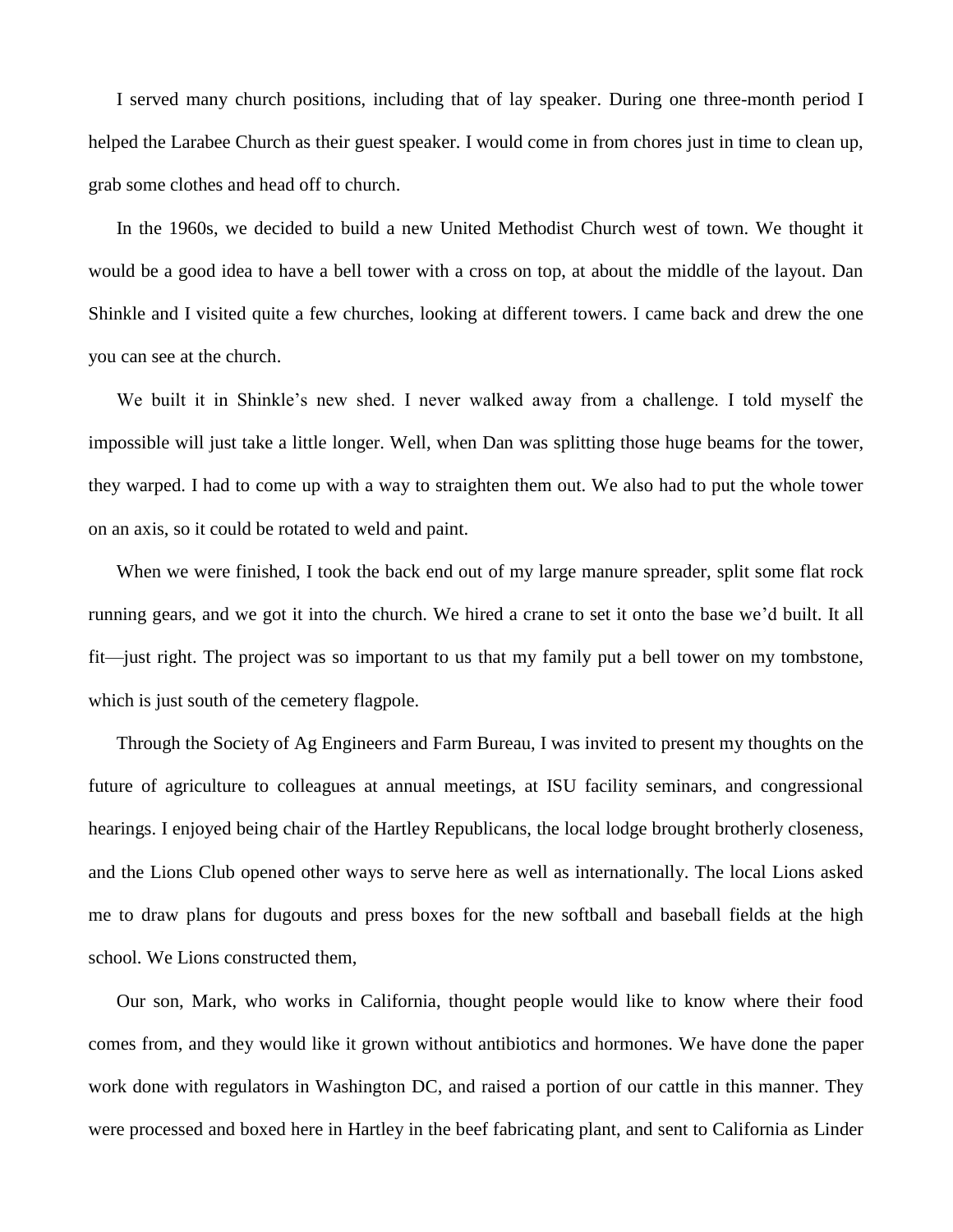I served many church positions, including that of lay speaker. During one three-month period I helped the Larabee Church as their guest speaker. I would come in from chores just in time to clean up, grab some clothes and head off to church.

In the 1960s, we decided to build a new United Methodist Church west of town. We thought it would be a good idea to have a bell tower with a cross on top, at about the middle of the layout. Dan Shinkle and I visited quite a few churches, looking at different towers. I came back and drew the one you can see at the church.

We built it in Shinkle's new shed. I never walked away from a challenge. I told myself the impossible will just take a little longer. Well, when Dan was splitting those huge beams for the tower, they warped. I had to come up with a way to straighten them out. We also had to put the whole tower on an axis, so it could be rotated to weld and paint.

When we were finished, I took the back end out of my large manure spreader, split some flat rock running gears, and we got it into the church. We hired a crane to set it onto the base we'd built. It all fit—just right. The project was so important to us that my family put a bell tower on my tombstone, which is just south of the cemetery flagpole.

Through the Society of Ag Engineers and Farm Bureau, I was invited to present my thoughts on the future of agriculture to colleagues at annual meetings, at ISU facility seminars, and congressional hearings. I enjoyed being chair of the Hartley Republicans, the local lodge brought brotherly closeness, and the Lions Club opened other ways to serve here as well as internationally. The local Lions asked me to draw plans for dugouts and press boxes for the new softball and baseball fields at the high school. We Lions constructed them,

Our son, Mark, who works in California, thought people would like to know where their food comes from, and they would like it grown without antibiotics and hormones. We have done the paper work done with regulators in Washington DC, and raised a portion of our cattle in this manner. They were processed and boxed here in Hartley in the beef fabricating plant, and sent to California as Linder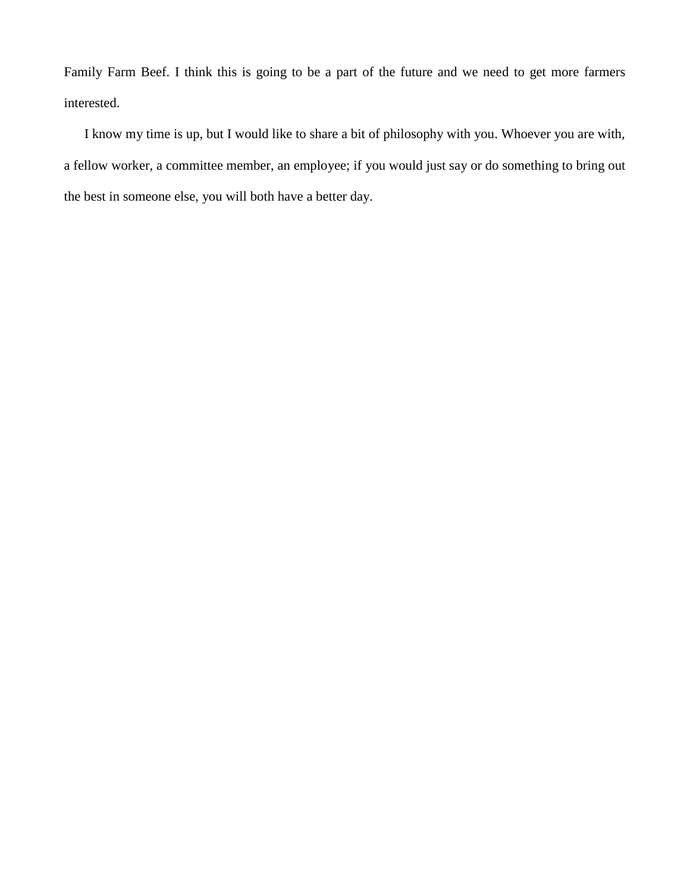Family Farm Beef. I think this is going to be a part of the future and we need to get more farmers interested.

I know my time is up, but I would like to share a bit of philosophy with you. Whoever you are with, a fellow worker, a committee member, an employee; if you would just say or do something to bring out the best in someone else, you will both have a better day.